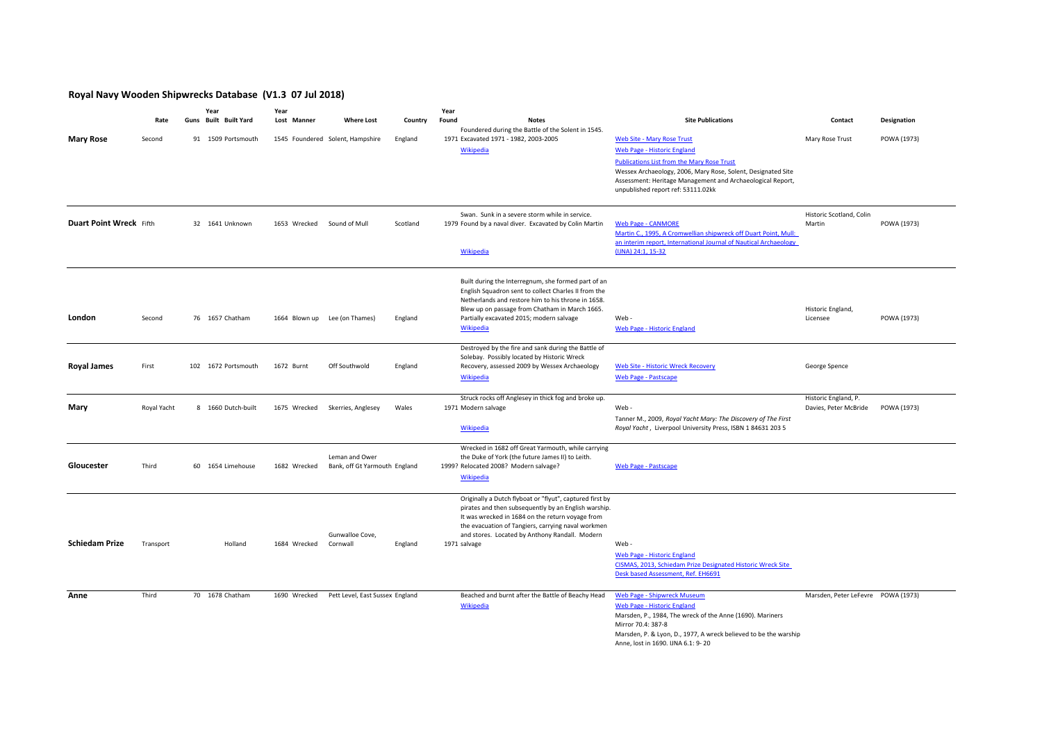## Royal Navy Wooden Shipwrecks Database (V1.3 07 Jul 2018)

| | Rate | Guns | Year Built | Built Yard | Year Lost | Manner | Where Lost | Country | Year Found | Notes | Site Publications | Contact | Designation |
|---|---|---|---|---|---|---|---|---|---|---|---|---|---|
| **Mary Rose** | Second | 91 | 1509 | Portsmouth | 1545 | Foundered | Solent, Hampshire | England | 1971 | Foundered during the Battle of the Solent in 1545. Excavated 1971 - 1982, 2003-2005 Wikipedia | Web Site - Mary Rose Trust<br>Web Page - Historic England<br>Publications List from the Mary Rose Trust<br>Wessex Archaeology, 2006, Mary Rose, Solent, Designated Site Assessment: Heritage Management and Archaeological Report, unpublished report ref: 53111.02kk | Mary Rose Trust | POWA (1973) |
| **Duart Point Wreck** | Fifth | 32 | 1641 | Unknown | 1653 | Wrecked | Sound of Mull | Scotland | 1979 | Swan. Sunk in a severe storm while in service. Found by a naval diver. Excavated by Colin Martin Wikipedia | Web Page - CANMORE<br>Martin C., 1995, A Cromwellian shipwreck off Duart Point, Mull: an interim report, International Journal of Nautical Archaeology (IJNA) 24:1, 15-32 | Historic Scotland, Colin Martin | POWA (1973) |
| **London** | Second | 76 | 1657 | Chatham | 1664 | Blown up | Lee (on Thames) | England | | Built during the Interregnum, she formed part of an English Squadron sent to collect Charles II from the Netherlands and restore him to his throne in 1658. Blew up on passage from Chatham in March 1665. Partially excavated 2015; modern salvage Wikipedia | Web -<br>Web Page - Historic England | Historic England, Licensee | POWA (1973) |
| **Royal James** | First | 102 | 1672 | Portsmouth | 1672 | Burnt | Off Southwold | England | | Destroyed by the fire and sank during the Battle of Solebay. Possibly located by Historic Wreck Recovery, assessed 2009 by Wessex Archaeology Wikipedia | Web Site - Historic Wreck Recovery<br>Web Page - Pastscape | George Spence | |
| **Mary** | Royal Yacht | 8 | 1660 | Dutch-built | 1675 | Wrecked | Skerries, Anglesey | Wales | 1971 | Struck rocks off Anglesey in thick fog and broke up. Modern salvage Wikipedia | Web -<br>Tanner M., 2009, *Royal Yacht Mary: The Discovery of The First Royal Yacht*, Liverpool University Press, ISBN 1 84631 203 5 | Historic England, P. Davies, Peter McBride | POWA (1973) |
| **Gloucester** | Third | 60 | 1654 | Limehouse | 1682 | Wrecked | Leman and Ower Bank, off Gt Yarmouth | England | 1999? | Wrecked in 1682 off Great Yarmouth, while carrying the Duke of York (the future James II) to Leith. Relocated 2008? Modern salvage? Wikipedia | Web Page - Pastscape | | |
| **Schiedam Prize** | Transport | | | Holland | 1684 | Wrecked | Gunwalloe Cove, Cornwall | England | 1971 | Originally a Dutch flyboat or "flyut", captured first by pirates and then subsequently by an English warship. It was wrecked in 1684 on the return voyage from the evacuation of Tangiers, carrying naval workmen and stores. Located by Anthony Randall. Modern salvage | Web -<br>Web Page - Historic England<br>CISMAS, 2013, Schiedam Prize Designated Historic Wreck Site Desk based Assessment, Ref. EH6691 | | |
| **Anne** | Third | 70 | 1678 | Chatham | 1690 | Wrecked | Pett Level, East Sussex | England | | Beached and burnt after the Battle of Beachy Head Wikipedia | Web Page - Shipwreck Museum<br>Web Page - Historic England<br>Marsden, P., 1984, The wreck of the Anne (1690). Mariners Mirror 70.4: 387-8<br>Marsden, P. & Lyon, D., 1977, A wreck believed to be the warship Anne, lost in 1690. IJNA 6.1: 9- 20 | Marsden, Peter LeFevre | POWA (1973) |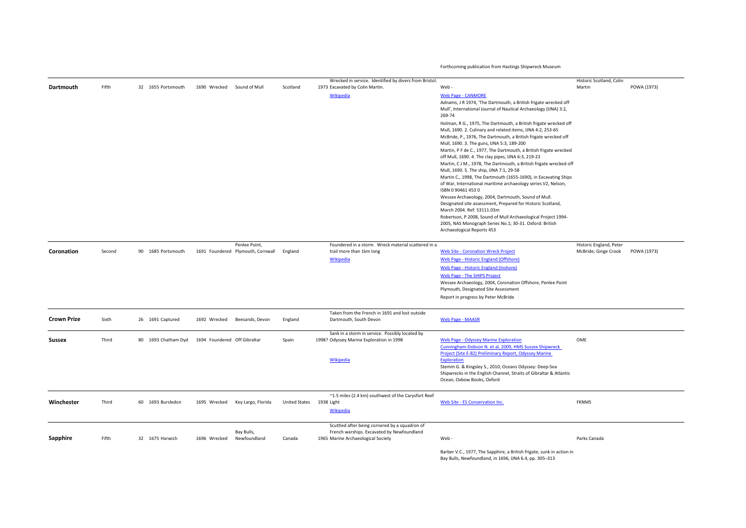Forthcoming publication from Hastings Shipwreck Museum

| | | | | | | | | | | | | |
|---|---|---|---|---|---|---|---|---|---|---|---|---|
| **Dartmouth** | Fifth | 32 | 1655 Portsmouth | 1690 Wrecked | Sound of Mull | Scotland | 1973 | Wrecked in service. Identified by divers from Bristol. Excavated by Colin Martin. Wikipedia | Web - Web Page - CANMORE Adnams, J R 1974, 'The Dartmouth, a British frigate wrecked off Mull', International Journal of Nautical Archaeology (IJNA) 3:2, 269-74 Holman, R G., 1975, The Dartmouth, a British frigate wrecked off Mull, 1690. 2. Culinary and related items, IJNA 4:2, 253-65 McBride, P., 1976, The Dartmouth, a British frigate wrecked off Mull, 1690. 3. The guns, IJNA 5:3, 189-200 Martin, P F de C., 1977, The Dartmouth, a British frigate wrecked off Mull, 1690. 4. The clay pipes, IJNA 6:3, 219-23 Martin, C J M., 1978, The Dartmouth, a British frigate wrecked off Mull, 1690. 5. The ship, IJNA 7:1, 29-58 Martin C., 1998, The Dartmouth (1655-1690), in Excavating Ships of War, International maritime archaeology series V2, Nelson, ISBN 0 90461 453 0 Wessex Archaeology, 2004, Dartmouth, Sound of Mull. Designated site assessment, Prepared for Historic Scotland, March 2004. Ref: 53111.03m Robertson, P 2008, Sound of Mull Archaeological Project 1994-2005, NAS Monograph Series No.1; 30-31. Oxford: British Archaeological Reports 453 | Historic Scotland, Colin Martin | POWA (1973) |
| **Coronation** | Second | 90 | 1685 Portsmouth | 1691 Foundered | Penlee Point, Plymouth, Cornwall | England | | Foundered in a storm. Wreck material scattered in a trail more than 1km long Wikipedia | Web Site - Coronation Wreck Project Web Page - Historic England (Offshore) Web Page - Historic England (Inshore) Web Page - The SHIPS Project Wessex Archaeology, 2004, Coronation Offshore, Penlee Point Plymouth, Designated Site Assessment Report in progress by Peter McBride | Historic England, Peter McBride; Ginge Crook | POWA (1973) |
| **Crown Prize** | Sixth | 26 | 1691 Captured | 1692 Wrecked | Beesands, Devon | England | | Taken from the French in 1691 and lost outside Dartmouth, South Devon | Web Page - MAASR | | |
| **Sussex** | Third | 80 | 1693 Chatham Dyd | 1694 Foundered | Off Gibraltar | Spain | 1998? | Sank in a storm in service. Possibly located by Odyssey Marine Exploration in 1998 Wikipedia | Web Page - Odyssey Marine Exploration Cunningham-Dobson N. et al, 2009, HMS Sussex Shipwreck Project (Site E-82) Preliminary Report, Odyssey Marine Exploration Stemm G. & Kingsley S., 2010, Oceans Odyssey: Deep-Sea Shipwrecks in the English Channel, Straits of Gibraltar & Atlantic Ocean, Oxbow Books, Oxford | OME | |
| **Winchester** | Third | 60 | 1693 Bursledon | 1695 Wrecked | Key Largo, Florida | United States | 1938 | ~1.5 miles (2.4 km) southwest of the Carysfort Reef Light Wikipedia | Web Site - ES Conservation Inc. | FKNMS | |
| **Sapphire** | Fifth | 32 | 1675 Harwich | 1696 Wrecked | Bay Bulls, Newfoundland | Canada | 1965 | Scuttled after being cornered by a squadron of French warships. Excavated by Newfoundland Marine Archaeological Society | Web - Barber V.C., 1977, The Sapphire, a British frigate, sunk in action in Bay Bulls, Newfoundland, in 1696, IJNA 6.4, pp. 305–313 | Parks Canada | |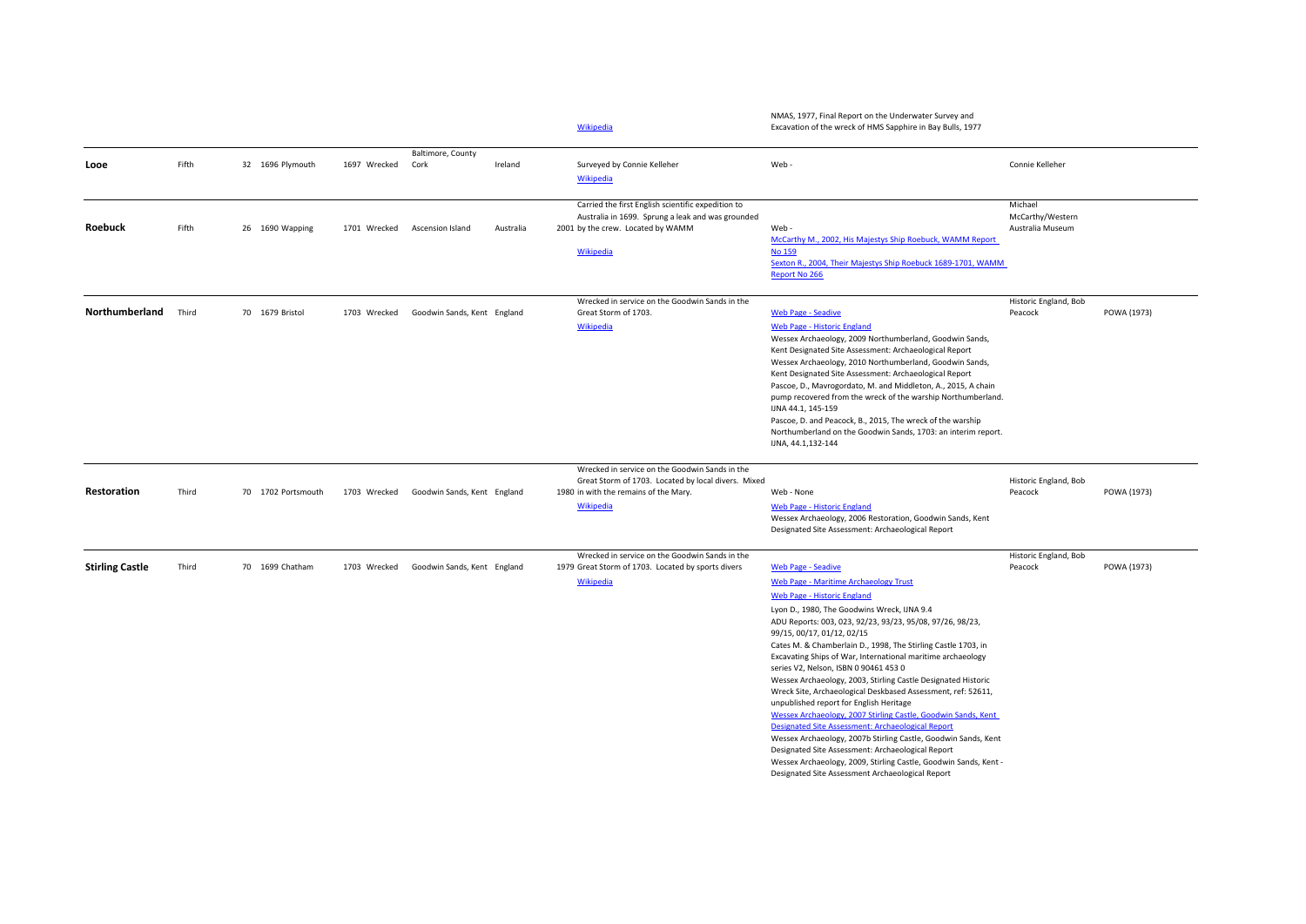| | | | | | | | | | | | | |
|---|---|---|---|---|---|---|---|---|---|---|---|---|
| | | | | | | | | | Wikipedia | NMAS, 1977, Final Report on the Underwater Survey and Excavation of the wreck of HMS Sapphire in Bay Bulls, 1977 | | |
| **Looe** | Fifth | 32 | 1696 | Plymouth | 1697 | Wrecked | Baltimore, County Cork | Ireland | Surveyed by Connie Kelleher<br>Wikipedia | Web - | Connie Kelleher | |
| **Roebuck** | Fifth | 26 | 1690 | Wapping | 1701 | Wrecked | Ascension Island | Australia | Carried the first English scientific expedition to Australia in 1699. Sprung a leak and was grounded 2001 by the crew. Located by WAMM<br>Wikipedia | Web -<br>McCarthy M., 2002, His Majestys Ship Roebuck, WAMM Report No 159<br>Sexton R., 2004, Their Majestys Ship Roebuck 1689-1701, WAMM Report No 266 | Michael McCarthy/Western Australia Museum | |
| **Northumberland** | Third | 70 | 1679 | Bristol | 1703 | Wrecked | Goodwin Sands, Kent | England | Wrecked in service on the Goodwin Sands in the Great Storm of 1703.<br>Wikipedia | Web Page - Seadive<br>Web Page - Historic England<br>Wessex Archaeology, 2009 Northumberland, Goodwin Sands, Kent Designated Site Assessment: Archaeological Report<br>Wessex Archaeology, 2010 Northumberland, Goodwin Sands, Kent Designated Site Assessment: Archaeological Report<br>Pascoe, D., Mavrogordato, M. and Middleton, A., 2015, A chain pump recovered from the wreck of the warship Northumberland. IJNA 44.1, 145-159<br>Pascoe, D. and Peacock, B., 2015, The wreck of the warship Northumberland on the Goodwin Sands, 1703: an interim report. IJNA, 44.1,132-144 | Historic England, Bob Peacock | POWA (1973) |
| **Restoration** | Third | 70 | 1702 | Portsmouth | 1703 | Wrecked | Goodwin Sands, Kent | England | Wrecked in service on the Goodwin Sands in the Great Storm of 1703. Located by local divers. Mixed 1980 in with the remains of the Mary.<br>Wikipedia | Web - None<br>Web Page - Historic England<br>Wessex Archaeology, 2006 Restoration, Goodwin Sands, Kent Designated Site Assessment: Archaeological Report | Historic England, Bob Peacock | POWA (1973) |
| **Stirling Castle** | Third | 70 | 1699 | Chatham | 1703 | Wrecked | Goodwin Sands, Kent | England | Wrecked in service on the Goodwin Sands in the 1979 Great Storm of 1703. Located by sports divers<br>Wikipedia | Web Page - Seadive<br>Web Page - Maritime Archaeology Trust<br>Web Page - Historic England<br>Lyon D., 1980, The Goodwins Wreck, IJNA 9.4<br>ADU Reports: 003, 023, 92/23, 93/23, 95/08, 97/26, 98/23, 99/15, 00/17, 01/12, 02/15<br>Cates M. & Chamberlain D., 1998, The Stirling Castle 1703, in Excavating Ships of War, International maritime archaeology series V2, Nelson, ISBN 0 90461 453 0<br>Wessex Archaeology, 2003, Stirling Castle Designated Historic Wreck Site, Archaeological Deskbased Assessment, ref: 52611, unpublished report for English Heritage<br>Wessex Archaeology, 2007 Stirling Castle, Goodwin Sands, Kent Designated Site Assessment: Archaeological Report<br>Wessex Archaeology, 2007b Stirling Castle, Goodwin Sands, Kent Designated Site Assessment: Archaeological Report<br>Wessex Archaeology, 2009, Stirling Castle, Goodwin Sands, Kent - Designated Site Assessment Archaeological Report | Historic England, Bob Peacock | POWA (1973) |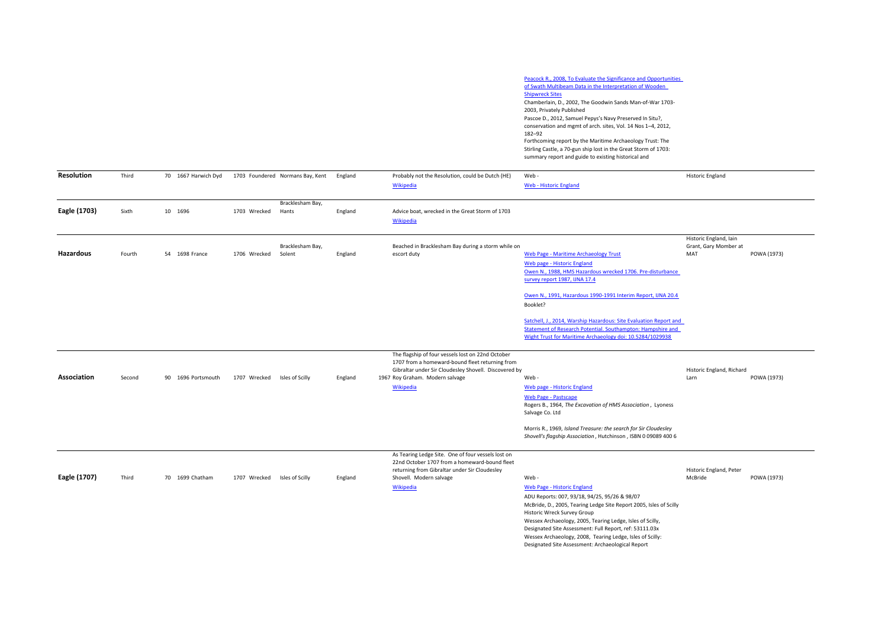| | | | | | | | | | | | | |
|---|---|---|---|---|---|---|---|---|---|---|---|---|
| | | | | | | | | | | Peacock R., 2008, To Evaluate the Significance and Opportunities of Swath Multibeam Data in the Interpretation of Wooden Shipwreck Sites<br>Chamberlain, D., 2002, The Goodwin Sands Man-of-War 1703-2003, Privately Published<br>Pascoe D., 2012, Samuel Pepys's Navy Preserved In Situ?, conservation and mgmt of arch. sites, Vol. 14 Nos 1–4, 2012, 182–92<br>Forthcoming report by the Maritime Archaeology Trust: The Stirling Castle, a 70-gun ship lost in the Great Storm of 1703: summary report and guide to existing historical and | | |
| **Resolution** | Third | 70 | 1667 | Harwich Dyd | 1703 | Foundered | Normans Bay, Kent | England | Probably not the Resolution, could be Dutch (HE)<br>Wikipedia | Web -<br>Web - Historic England | Historic England | |
| **Eagle (1703)** | Sixth | 10 | 1696 | | 1703 | Wrecked | Bracklesham Bay, Hants | England | Advice boat, wrecked in the Great Storm of 1703<br>Wikipedia | | | |
| **Hazardous** | Fourth | 54 | 1698 | France | 1706 | Wrecked | Bracklesham Bay, Solent | England | Beached in Bracklesham Bay during a storm while on escort duty | Web Page - Maritime Archaeology Trust<br>Web page - Historic England<br>Owen N., 1988, HMS Hazardous wrecked 1706. Pre-disturbance survey report 1987, IJNA 17.4<br>Owen N., 1991, Hazardous 1990-1991 Interim Report, IJNA 20.4<br>Booklet?<br>Satchell, J., 2014, Warship Hazardous: Site Evaluation Report and Statement of Research Potential. Southampton: Hampshire and Wight Trust for Maritime Archaeology doi: 10.5284/1029938 | Historic England, Iain Grant, Gary Momber at MAT | POWA (1973) |
| **Association** | Second | 90 | 1696 | Portsmouth | 1707 | Wrecked | Isles of Scilly | England | The flagship of four vessels lost on 22nd October 1707 from a homeward-bound fleet returning from Gibraltar under Sir Cloudesley Shovell. Discovered by 1967 Roy Graham. Modern salvage<br>Wikipedia | Web -<br>Web page - Historic England<br>Web Page - Pastscape<br>Rogers B., 1964, *The Excavation of HMS Association*, Lyoness Salvage Co. Ltd<br>Morris R., 1969, *Island Treasure: the search for Sir Cloudesley Shovell's flagship Association*, Hutchinson, ISBN 0 09089 400 6 | Historic England, Richard Larn | POWA (1973) |
| **Eagle (1707)** | Third | 70 | 1699 | Chatham | 1707 | Wrecked | Isles of Scilly | England | As Tearing Ledge Site. One of four vessels lost on 22nd October 1707 from a homeward-bound fleet returning from Gibraltar under Sir Cloudesley Shovell. Modern salvage<br>Wikipedia | Web -<br>Web Page - Historic England<br>ADU Reports: 007, 93/18, 94/25, 95/26 & 98/07<br>McBride, D., 2005, Tearing Ledge Site Report 2005, Isles of Scilly Historic Wreck Survey Group<br>Wessex Archaeology, 2005, Tearing Ledge, Isles of Scilly, Designated Site Assessment: Full Report, ref: 53111.03x<br>Wessex Archaeology, 2008, Tearing Ledge, Isles of Scilly: Designated Site Assessment: Archaeological Report | Historic England, Peter McBride | POWA (1973) |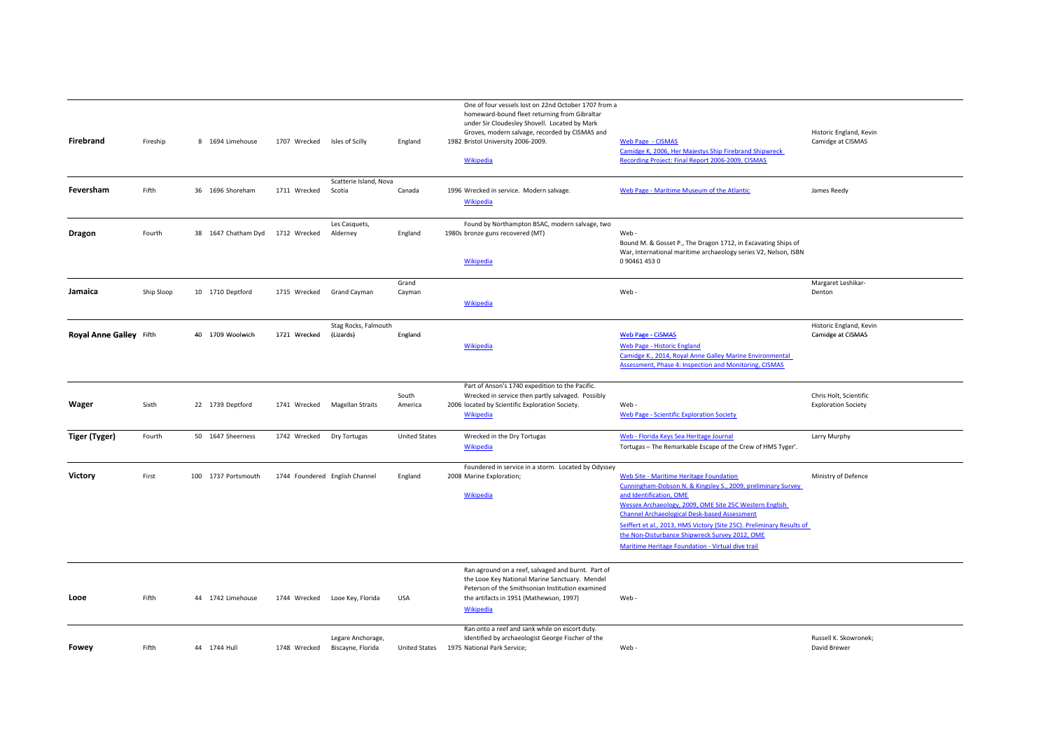| | | | | | | | | | | | | |
|---|---|---|---|---|---|---|---|---|---|---|---|---|
| **Firebrand** | Fireship | 8 | 1694 | Limehouse | 1707 | Wrecked | Isles of Scilly | England | 1982 | One of four vessels lost on 22nd October 1707 from a homeward-bound fleet returning from Gibraltar under Sir Cloudesley Shovell. Located by Mark Groves, modern salvage, recorded by CISMAS and Bristol University 2006-2009. Wikipedia | Web Page - CISMAS Camidge K, 2006, Her Majestys Ship Firebrand Shipwreck Recording Project: Final Report 2006-2009, CISMAS | Historic England, Kevin Camidge at CISMAS |
| **Feversham** | Fifth | 36 | 1696 | Shoreham | 1711 | Wrecked | Scatterie Island, Nova Scotia | Canada | 1996 | Wrecked in service. Modern salvage. Wikipedia | Web Page - Maritime Museum of the Atlantic | James Reedy |
| **Dragon** | Fourth | 38 | 1647 | Chatham Dyd | 1712 | Wrecked | Les Casquets, Alderney | England | 1980s | Found by Northampton BSAC, modern salvage, two bronze guns recovered (MT) Wikipedia | Web - Bound M. & Gosset P., The Dragon 1712, in Excavating Ships of War, International maritime archaeology series V2, Nelson, ISBN 0 90461 453 0 | |
| **Jamaica** | Ship Sloop | 10 | 1710 | Deptford | 1715 | Wrecked | Grand Cayman | Grand Cayman | | Wikipedia | Web - | Margaret Leshikar-Denton |
| **Royal Anne Galley** | Fifth | 40 | 1709 | Woolwich | 1721 | Wrecked | Stag Rocks, Falmouth (Lizards) | England | | Wikipedia | Web Page - CISMAS Web Page - Historic England Camidge K., 2014, Royal Anne Galley Marine Environmental Assessment, Phase 4: Inspection and Monitoring, CISMAS | Historic England, Kevin Camidge at CISMAS |
| **Wager** | Sixth | 22 | 1739 | Deptford | 1741 | Wrecked | Magellan Straits | South America | 2006 | Part of Anson's 1740 expedition to the Pacific. Wrecked in service then partly salvaged. Possibly located by Scientific Exploration Society. Wikipedia | Web - Web Page - Scientific Exploration Society | Chris Holt, Scientific Exploration Society |
| **Tiger (Tyger)** | Fourth | 50 | 1647 | Sheerness | 1742 | Wrecked | Dry Tortugas | United States | | Wrecked in the Dry Tortugas Wikipedia | Web - Florida Keys Sea Heritage Journal Tortugas – The Remarkable Escape of the Crew of HMS Tyger'. | Larry Murphy |
| **Victory** | First | 100 | 1737 | Portsmouth | 1744 | Foundered | English Channel | England | 2008 | Foundered in service in a storm. Located by Odyssey Marine Exploration; Wikipedia | Web Site - Maritime Heritage Foundation Cunningham-Dobson N. & Kingsley S., 2009, preliminary Survey and Identification, OME Wessex Archaeology, 2009, OME Site 25C Western English Channel Archaeological Desk-based Assessment Seiffert et al., 2013, HMS Victory (Site 25C). Preliminary Results of the Non-Disturbance Shipwreck Survey 2012, OME Maritime Heritage Foundation - Virtual dive trail | Ministry of Defence |
| **Looe** | Fifth | 44 | 1742 | Limehouse | 1744 | Wrecked | Looe Key, Florida | USA | | Ran aground on a reef, salvaged and burnt. Part of the Looe Key National Marine Sanctuary. Mendel Peterson of the Smithsonian Institution examined the artifacts in 1951 (Mathewson, 1997) Wikipedia | Web - | |
| **Fowey** | Fifth | 44 | 1744 | Hull | 1748 | Wrecked | Legare Anchorage, Biscayne, Florida | United States | 1975 | Ran onto a reef and sank while on escort duty. Identified by archaeologist George Fischer of the National Park Service; | Web - | Russell K. Skowronek; David Brewer |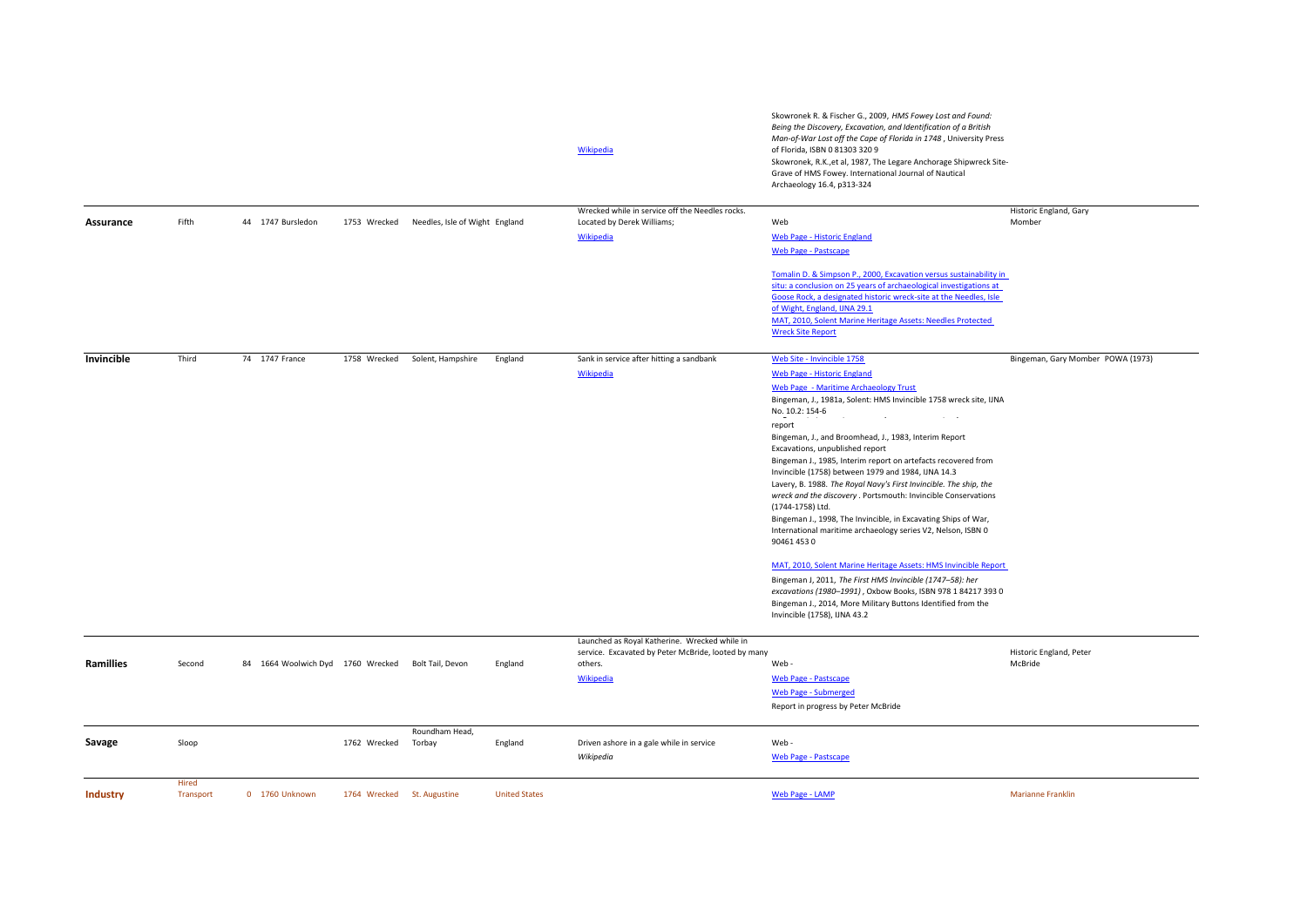| | | | | | | | | | | | |
|---|---|---|---|---|---|---|---|---|---|---|---|
| | | | | | | | | Wikipedia | Skowronek R. & Fischer G., 2009, *HMS Fowey Lost and Found: Being the Discovery, Excavation, and Identification of a British Man-of-War Lost off the Cape of Florida in 1748* , University Press of Florida, ISBN 0 81303 320 9<br>Skowronek, R.K.,et al, 1987, The Legare Anchorage Shipwreck Site-Grave of HMS Fowey. International Journal of Nautical Archaeology 16.4, p313-324 | |
| **Assurance** | Fifth | 44 | 1747 | Bursledon | 1753 | Wrecked | Needles, Isle of Wight | England | Wrecked while in service off the Needles rocks. Located by Derek Williams;<br>Wikipedia | Web<br>Web Page - Historic England<br>Web Page - Pastscape<br>Tomalin D. & Simpson P., 2000, Excavation versus sustainability in situ: a conclusion on 25 years of archaeological investigations at Goose Rock, a designated historic wreck-site at the Needles, Isle of Wight, England, IJNA 29.1<br>MAT, 2010, Solent Marine Heritage Assets: Needles Protected Wreck Site Report | Historic England, Gary Momber |
| **Invincible** | Third | 74 | 1747 | France | 1758 | Wrecked | Solent, Hampshire | England | Sank in service after hitting a sandbank<br>Wikipedia | Web Site - Invincible 1758<br>Web Page - Historic England<br>Web Page - Maritime Archaeology Trust<br>Bingeman, J., 1981a, Solent: HMS Invincible 1758 wreck site, IJNA No. 10.2: 154-6<br>report<br>Bingeman, J., and Broomhead, J., 1983, Interim Report Excavations, unpublished report<br>Bingeman J., 1985, Interim report on artefacts recovered from Invincible (1758) between 1979 and 1984, IJNA 14.3<br>Lavery, B. 1988. *The Royal Navy's First Invincible. The ship, the wreck and the discovery* . Portsmouth: Invincible Conservations (1744-1758) Ltd.<br>Bingeman J., 1998, The Invincible, in Excavating Ships of War, International maritime archaeology series V2, Nelson, ISBN 0 90461 453 0<br>MAT, 2010, Solent Marine Heritage Assets: HMS Invincible Report<br>Bingeman J, 2011, *The First HMS Invincible (1747–58): her excavations (1980–1991)* , Oxbow Books, ISBN 978 1 84217 393 0<br>Bingeman J., 2014, More Military Buttons Identified from the Invincible (1758), IJNA 43.2 | Bingeman, Gary Momber POWA (1973) |
| **Ramillies** | Second | 84 | 1664 | Woolwich Dyd | 1760 | Wrecked | Bolt Tail, Devon | England | Launched as Royal Katherine. Wrecked while in service. Excavated by Peter McBride, looted by many others.<br>Wikipedia | Web -<br>Web Page - Pastscape<br>Web Page - Submerged<br>Report in progress by Peter McBride | Historic England, Peter McBride |
| **Savage** | Sloop | | | | 1762 | Wrecked | Roundham Head, Torbay | England | Driven ashore in a gale while in service<br>*Wikipedia* | Web -<br>Web Page - Pastscape | |
| **Industry** | Hired Transport | 0 | 1760 | Unknown | 1764 | Wrecked | St. Augustine | United States | | Web Page - LAMP | Marianne Franklin |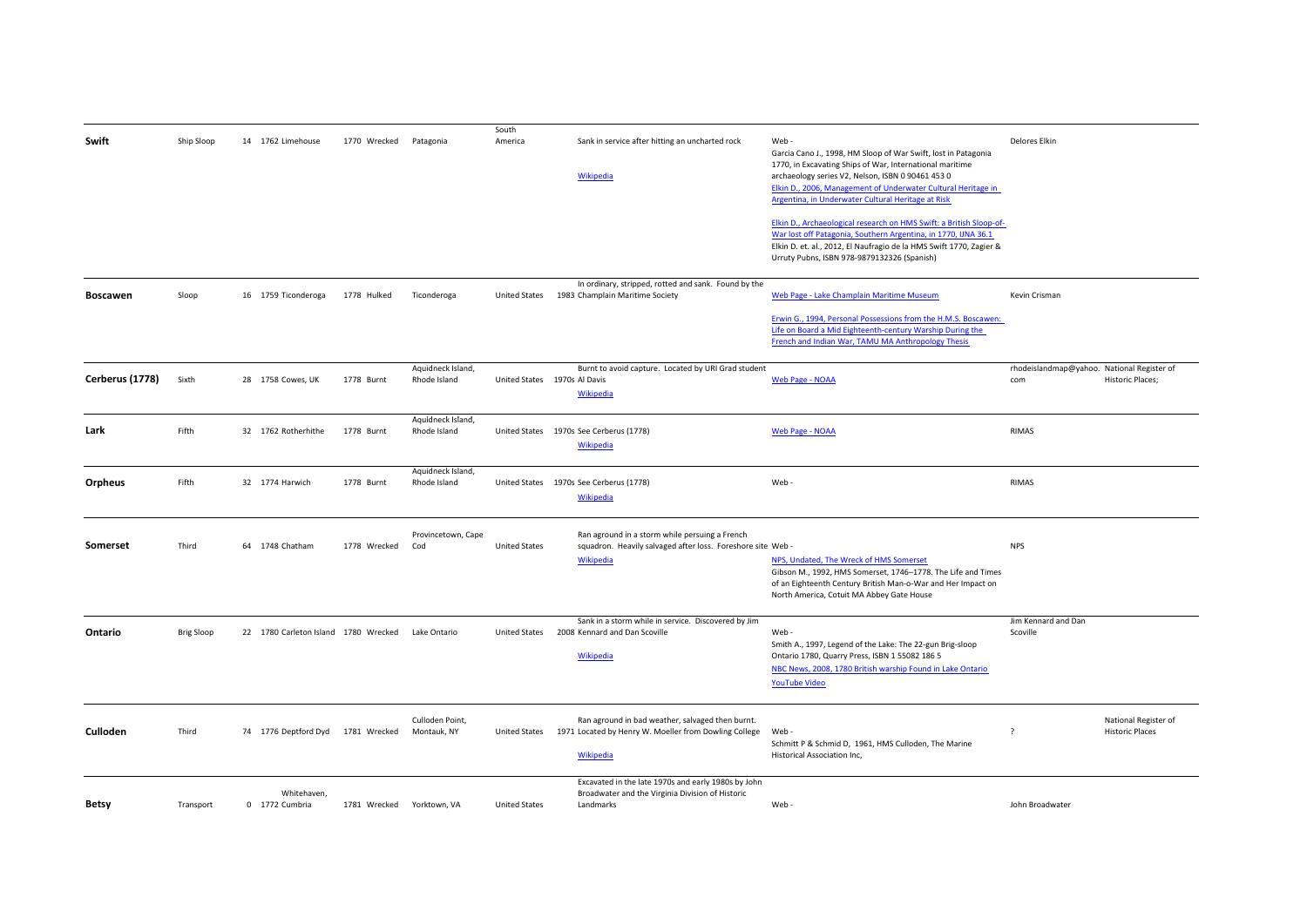| | | | | | | | | | | | |
|---|---|---|---|---|---|---|---|---|---|---|---|
| **Swift** | Ship Sloop | 14 | 1762 | Limehouse | 1770 | Wrecked | Patagonia | South America | Sank in service after hitting an uncharted rock<br>Wikipedia | Web -<br>Garcia Cano J., 1998, HM Sloop of War Swift, lost in Patagonia 1770, in Excavating Ships of War, International maritime archaeology series V2, Nelson, ISBN 0 90461 453 0<br>Elkin D., 2006, Management of Underwater Cultural Heritage in Argentina, in Underwater Cultural Heritage at Risk<br>Elkin D., Archaeological research on HMS Swift: a British Sloop-of-War lost off Patagonia, Southern Argentina, in 1770, IJNA 36.1<br>Elkin D. et. al., 2012, El Naufragio de la HMS Swift 1770, Zagier & Urruty Pubns, ISBN 978-9879132326 (Spanish) | Delores Elkin | |
| **Boscawen** | Sloop | 16 | 1759 | Ticonderoga | 1778 | Hulked | Ticonderoga | United States | In ordinary, stripped, rotted and sank. Found by the 1983 Champlain Maritime Society | Web Page - Lake Champlain Maritime Museum<br>Erwin G., 1994, Personal Possessions from the H.M.S. Boscawen: Life on Board a Mid Eighteenth-century Warship During the French and Indian War, TAMU MA Anthropology Thesis | Kevin Crisman | |
| **Cerberus (1778)** | Sixth | 28 | 1758 | Cowes, UK | 1778 | Burnt | Aquidneck Island, Rhode Island | United States | Burnt to avoid capture. Located by URI Grad student 1970s Al Davis<br>Wikipedia | Web Page - NOAA | rhodeislandmap@yahoo.com | National Register of Historic Places; |
| **Lark** | Fifth | 32 | 1762 | Rotherhithe | 1778 | Burnt | Aquidneck Island, Rhode Island | United States | 1970s See Cerberus (1778)<br>Wikipedia | Web Page - NOAA | RIMAS | |
| **Orpheus** | Fifth | 32 | 1774 | Harwich | 1778 | Burnt | Aquidneck Island, Rhode Island | United States | 1970s See Cerberus (1778)<br>Wikipedia | Web - | RIMAS | |
| **Somerset** | Third | 64 | 1748 | Chatham | 1778 | Wrecked | Provincetown, Cape Cod | United States | Ran aground in a storm while persuing a French squadron. Heavily salvaged after loss. Foreshore site<br>Wikipedia | Web -<br>NPS, Undated, The Wreck of HMS Somerset<br>Gibson M., 1992, HMS Somerset, 1746–1778. The Life and Times of an Eighteenth Century British Man-o-War and Her Impact on North America, Cotuit MA Abbey Gate House | NPS | |
| **Ontario** | Brig Sloop | 22 | 1780 | Carleton Island | 1780 | Wrecked | Lake Ontario | United States | Sank in a storm while in service. Discovered by Jim 2008 Kennard and Dan Scoville<br>Wikipedia | Web -<br>Smith A., 1997, Legend of the Lake: The 22-gun Brig-sloop Ontario 1780, Quarry Press, ISBN 1 55082 186 5<br>NBC News, 2008, 1780 British warship Found in Lake Ontario<br>YouTube Video | Jim Kennard and Dan Scoville | |
| **Culloden** | Third | 74 | 1776 | Deptford Dyd | 1781 | Wrecked | Culloden Point, Montauk, NY | United States | Ran aground in bad weather, salvaged then burnt. 1971 Located by Henry W. Moeller from Dowling College<br>Wikipedia | Web -<br>Schmitt P & Schmid D, 1961, HMS Culloden, The Marine Historical Association Inc, | ? | National Register of Historic Places |
| **Betsy** | Transport | 0 | 1772 | Whitehaven, Cumbria | 1781 | Wrecked | Yorktown, VA | United States | Excavated in the late 1970s and early 1980s by John Broadwater and the Virginia Division of Historic Landmarks | Web - | John Broadwater | |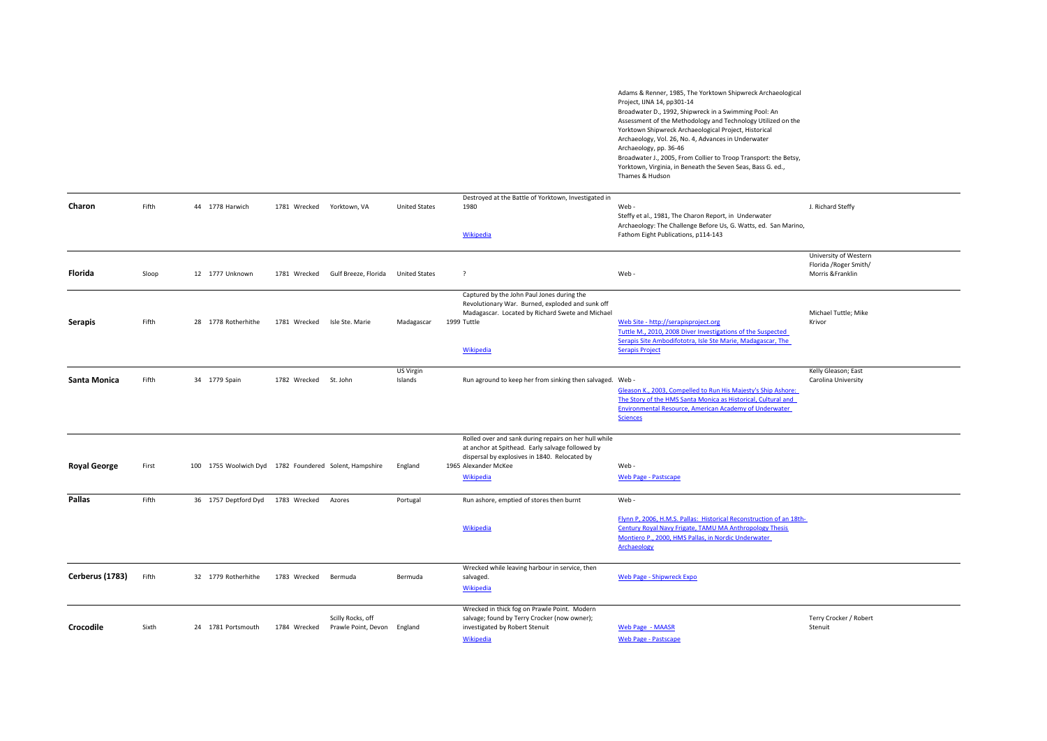| | | | | | | | | | | |
|---|---|---|---|---|---|---|---|---|---|---|
| | | | | | | | | | Adams & Renner, 1985, The Yorktown Shipwreck Archaeological Project, IJNA 14, pp301-14<br>Broadwater D., 1992, Shipwreck in a Swimming Pool: An Assessment of the Methodology and Technology Utilized on the Yorktown Shipwreck Archaeological Project, Historical Archaeology, Vol. 26, No. 4, Advances in Underwater Archaeology, pp. 36-46<br>Broadwater J., 2005, From Collier to Troop Transport: the Betsy, Yorktown, Virginia, in Beneath the Seven Seas, Bass G. ed., Thames & Hudson | |
| **Charon** | Fifth | 44 | 1778 | Harwich | 1781 | Wrecked | Yorktown, VA | United States | Destroyed at the Battle of Yorktown, Investigated in 1980<br>Wikipedia | Web -<br>Steffy et al., 1981, The Charon Report, in Underwater Archaeology: The Challenge Before Us, G. Watts, ed. San Marino, Fathom Eight Publications, p114-143 | J. Richard Steffy |
| **Florida** | Sloop | 12 | 1777 | Unknown | 1781 | Wrecked | Gulf Breeze, Florida | United States | ? | Web - | University of Western Florida /Roger Smith/ Morris &Franklin |
| **Serapis** | Fifth | 28 | 1778 | Rotherhithe | 1781 | Wrecked | Isle Ste. Marie | Madagascar | Captured by the John Paul Jones during the Revolutionary War. Burned, exploded and sunk off Madagascar. Located by Richard Swete and Michael 1999 Tuttle<br>Wikipedia | Web Site - http://serapisproject.org<br>Tuttle M., 2010, 2008 Diver Investigations of the Suspected Serapis Site Ambodifototra, Isle Ste Marie, Madagascar, The Serapis Project | Michael Tuttle; Mike Krivor |
| **Santa Monica** | Fifth | 34 | 1779 | Spain | 1782 | Wrecked | St. John | US Virgin Islands | Run aground to keep her from sinking then salvaged. | Web -<br>Gleason K., 2003, Compelled to Run His Majesty's Ship Ashore: The Story of the HMS Santa Monica as Historical, Cultural and Environmental Resource, American Academy of Underwater Sciences | Kelly Gleason; East Carolina University |
| **Royal George** | First | 100 | 1755 | Woolwich Dyd | 1782 | Foundered | Solent, Hampshire | England | Rolled over and sank during repairs on her hull while at anchor at Spithead. Early salvage followed by dispersal by explosives in 1840. Relocated by 1965 Alexander McKee<br>Wikipedia | Web -<br>Web Page - Pastscape | |
| **Pallas** | Fifth | 36 | 1757 | Deptford Dyd | 1783 | Wrecked | Azores | Portugal | Run ashore, emptied of stores then burnt<br>Wikipedia | Web -<br>Flynn P, 2006, H.M.S. Pallas: Historical Reconstruction of an 18th-Century Royal Navy Frigate, TAMU MA Anthropology Thesis<br>Montiero P., 2000, HMS Pallas, in Nordic Underwater Archaeology | |
| **Cerberus (1783)** | Fifth | 32 | 1779 | Rotherhithe | 1783 | Wrecked | Bermuda | Bermuda | Wrecked while leaving harbour in service, then salvaged.<br>Wikipedia | Web Page - Shipwreck Expo | |
| **Crocodile** | Sixth | 24 | 1781 | Portsmouth | 1784 | Wrecked | Scilly Rocks, off Prawle Point, Devon | England | Wrecked in thick fog on Prawle Point. Modern salvage; found by Terry Crocker (now owner); investigated by Robert Stenuit<br>Wikipedia | Web Page - MAASR<br>Web Page - Pastscape | Terry Crocker / Robert Stenuit |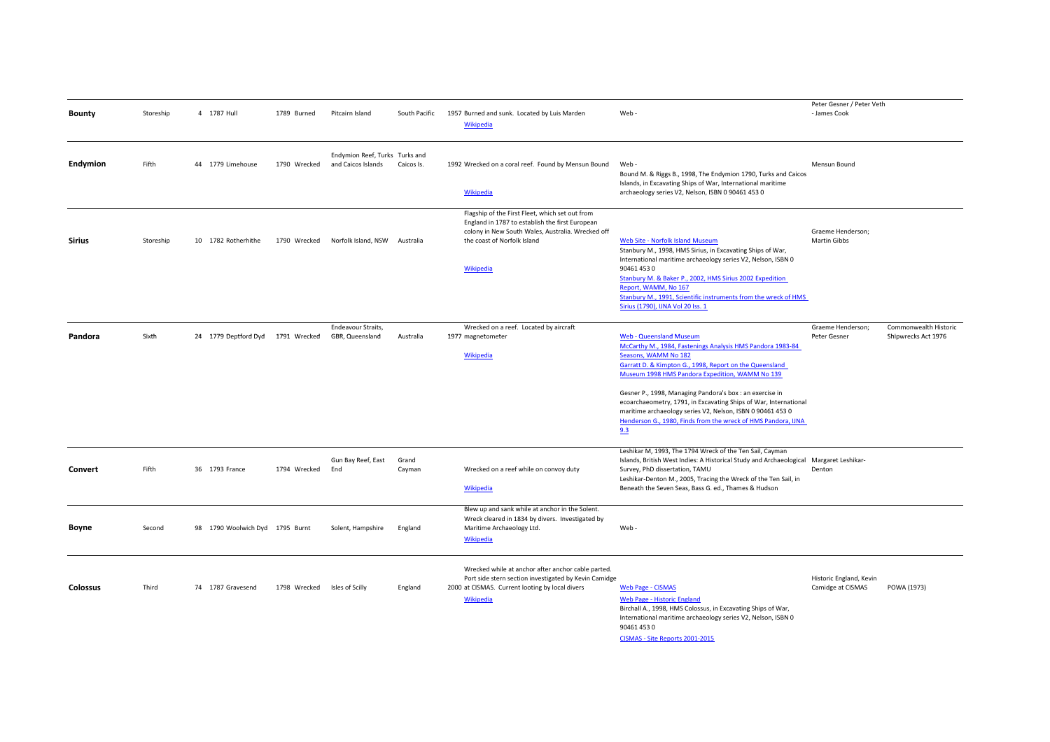| | | | | | | | | | | | | | |
|---|---|---|---|---|---|---|---|---|---|---|---|---|---|
| **Bounty** | Storeship | 4 | 1787 | Hull | 1789 | Burned | Pitcairn Island | South Pacific | 1957 | Burned and sunk. Located by Luis Marden<br>Wikipedia | Web - | Peter Gesner / Peter Veth - James Cook | |
| **Endymion** | Fifth | 44 | 1779 | Limehouse | 1790 | Wrecked | Endymion Reef, Turks and Caicos Islands | Turks and Caicos Is. | 1992 | Wrecked on a coral reef. Found by Mensun Bound<br>Wikipedia | Web -<br>Bound M. & Riggs B., 1998, The Endymion 1790, Turks and Caicos Islands, in Excavating Ships of War, International maritime archaeology series V2, Nelson, ISBN 0 90461 453 0 | Mensun Bound | |
| **Sirius** | Storeship | 10 | 1782 | Rotherhithe | 1790 | Wrecked | Norfolk Island, NSW | Australia | | Flagship of the First Fleet, which set out from England in 1787 to establish the first European colony in New South Wales, Australia. Wrecked off the coast of Norfolk Island<br>Wikipedia | Web Site - Norfolk Island Museum<br>Stanbury M., 1998, HMS Sirius, in Excavating Ships of War, International maritime archaeology series V2, Nelson, ISBN 0 90461 453 0<br>Stanbury M. & Baker P., 2002, HMS Sirius 2002 Expedition Report, WAMM, No 167<br>Stanbury M., 1991, Scientific instruments from the wreck of HMS Sirius (1790), IJNA Vol 20 Iss. 1 | Graeme Henderson; Martin Gibbs | |
| **Pandora** | Sixth | 24 | 1779 | Deptford Dyd | 1791 | Wrecked | Endeavour Straits, GBR, Queensland | Australia | 1977 | Wrecked on a reef. Located by aircraft magnetometer<br>Wikipedia | Web - Queensland Museum<br>McCarthy M., 1984, Fastenings Analysis HMS Pandora 1983-84 Seasons, WAMM No 182<br>Garratt D. & Kimpton G., 1998, Report on the Queensland Museum 1998 HMS Pandora Expedition, WAMM No 139<br>Gesner P., 1998, Managing Pandora's box : an exercise in ecoarchaeometry, 1791, in Excavating Ships of War, International maritime archaeology series V2, Nelson, ISBN 0 90461 453 0<br>Henderson G., 1980, Finds from the wreck of HMS Pandora, IJNA 9.3 | Graeme Henderson; Peter Gesner | Commonwealth Historic Shipwrecks Act 1976 |
| **Convert** | Fifth | 36 | 1793 | France | 1794 | Wrecked | Gun Bay Reef, East End | Grand Cayman | | Wrecked on a reef while on convoy duty<br>Wikipedia | Leshikar M, 1993, The 1794 Wreck of the Ten Sail, Cayman Islands, British West Indies: A Historical Study and Archaeological Survey, PhD dissertation, TAMU<br>Leshikar-Denton M., 2005, Tracing the Wreck of the Ten Sail, in Beneath the Seven Seas, Bass G. ed., Thames & Hudson | Margaret Leshikar-Denton | |
| **Boyne** | Second | 98 | 1790 | Woolwich Dyd | 1795 | Burnt | Solent, Hampshire | England | | Blew up and sank while at anchor in the Solent. Wreck cleared in 1834 by divers. Investigated by Maritime Archaeology Ltd.<br>Wikipedia | Web - | | |
| **Colossus** | Third | 74 | 1787 | Gravesend | 1798 | Wrecked | Isles of Scilly | England | 2000 | Wrecked while at anchor after anchor cable parted. Port side stern section investigated by Kevin Camidge at CISMAS. Current looting by local divers<br>Wikipedia | Web Page - CISMAS<br>Web Page - Historic England<br>Birchall A., 1998, HMS Colossus, in Excavating Ships of War, International maritime archaeology series V2, Nelson, ISBN 0 90461 453 0<br>CISMAS - Site Reports 2001-2015 | Historic England, Kevin Camidge at CISMAS | POWA (1973) |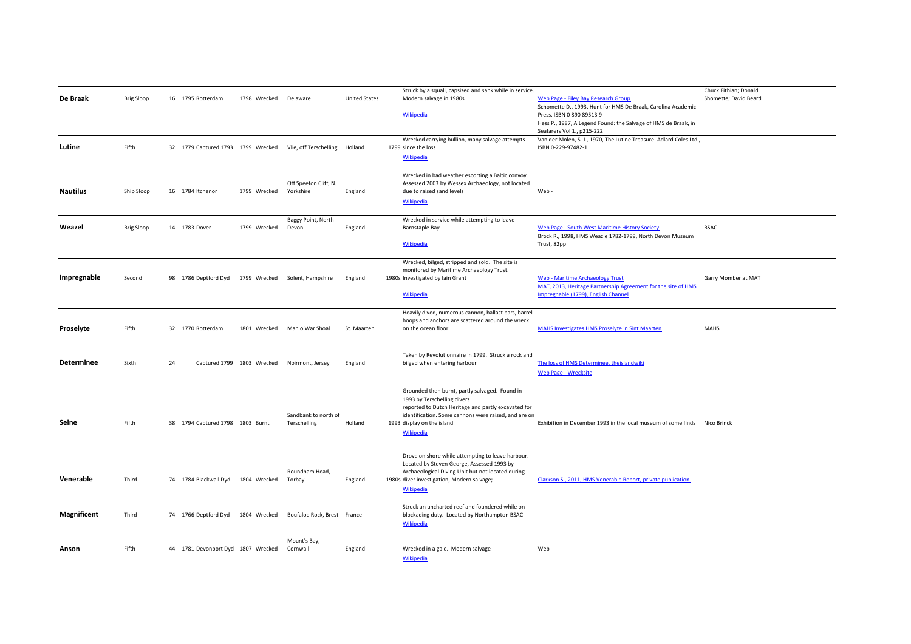| | | | | | | | | | | | | |
|---|---|---|---|---|---|---|---|---|---|---|---|---|
| **De Braak** | Brig Sloop | 16 | 1795 Rotterdam | | 1798 | Wrecked | Delaware | United States | | Struck by a squall, capsized and sank while in service. Modern salvage in 1980s Wikipedia | Web Page - Filey Bay Research Group Schomette D., 1993, Hunt for HMS De Braak, Carolina Academic Press, ISBN 0 890 89513 9 Hess P., 1987, A Legend Found: the Salvage of HMS de Braak, in Seafarers Vol 1., p215-222 | Chuck Fithian; Donald Shomette; David Beard |
| **Lutine** | Fifth | 32 | 1779 | Captured 1793 | 1799 | Wrecked | Vlie, off Terschelling | Holland | 1799 | Wrecked carrying bullion, many salvage attempts since the loss Wikipedia | Van der Molen, S. J., 1970, The Lutine Treasure. Adlard Coles Ltd., ISBN 0-229-97482-1 | |
| **Nautilus** | Ship Sloop | 16 | 1784 Itchenor | | 1799 | Wrecked | Off Speeton Cliff, N. Yorkshire | England | | Wrecked in bad weather escorting a Baltic convoy. Assessed 2003 by Wessex Archaeology, not located due to raised sand levels Wikipedia | Web - | |
| **Weazel** | Brig Sloop | 14 | 1783 Dover | | 1799 | Wrecked | Baggy Point, North Devon | England | | Wrecked in service while attempting to leave Barnstaple Bay Wikipedia | Web Page - South West Maritime History Society Brock R., 1998, HMS Weazle 1782-1799, North Devon Museum Trust, 82pp | BSAC |
| **Impregnable** | Second | 98 | 1786 Deptford Dyd | | 1799 | Wrecked | Solent, Hampshire | England | 1980s | Wrecked, bilged, stripped and sold. The site is monitored by Maritime Archaeology Trust. Investigated by Iain Grant Wikipedia | Web - Maritime Archaeology Trust MAT, 2013, Heritage Partnership Agreement for the site of HMS Impregnable (1799), English Channel | Garry Momber at MAT |
| **Proselyte** | Fifth | 32 | 1770 Rotterdam | | 1801 | Wrecked | Man o War Shoal | St. Maarten | | Heavily dived, numerous cannon, ballast bars, barrel hoops and anchors are scattered around the wreck on the ocean floor | MAHS Investigates HMS Proselyte in Sint Maarten | MAHS |
| **Determinee** | Sixth | 24 | | Captured 1799 | 1803 | Wrecked | Noirmont, Jersey | England | | Taken by Revolutionnaire in 1799. Struck a rock and bilged when entering harbour | The loss of HMS Determinee, theislandwiki Web Page - Wrecksite | |
| **Seine** | Fifth | 38 | 1794 | Captured 1798 | 1803 | Burnt | Sandbank to north of Terschelling | Holland | 1993 | Grounded then burnt, partly salvaged. Found in 1993 by Terschelling divers reported to Dutch Heritage and partly excavated for identification. Some cannons were raised, and are on display on the island. Wikipedia | Exhibition in December 1993 in the local museum of some finds | Nico Brinck |
| **Venerable** | Third | 74 | 1784 Blackwall Dyd | | 1804 | Wrecked | Roundham Head, Torbay | England | 1980s | Drove on shore while attempting to leave harbour. Located by Steven George, Assessed 1993 by Archaeological Diving Unit but not located during diver investigation, Modern salvage; Wikipedia | Clarkson S., 2011, HMS Venerable Report, private publication | |
| **Magnificent** | Third | 74 | 1766 Deptford Dyd | | 1804 | Wrecked | Boufaloe Rock, Brest | France | | Struck an uncharted reef and foundered while on blockading duty. Located by Northampton BSAC Wikipedia | | |
| **Anson** | Fifth | 44 | 1781 Devonport Dyd | | 1807 | Wrecked | Mount's Bay, Cornwall | England | | Wrecked in a gale. Modern salvage Wikipedia | Web - | |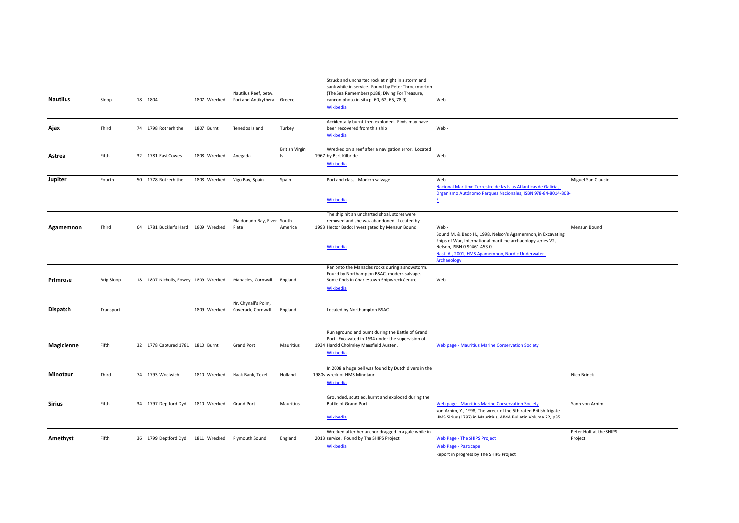| | | | | | | | | | | |
|---|---|---|---|---|---|---|---|---|---|---|
| **Nautilus** | Sloop | 18 | 1804 | 1807 | Wrecked | Nautilus Reef, betw. Pori and Antikythera | Greece | Struck and uncharted rock at night in a storm and sank while in service. Found by Peter Throckmorton (The Sea Remembers p188; Diving For Treasure, cannon photo in situ p. 60, 62, 65, 78-9) Wikipedia | Web - | |
| **Ajax** | Third | 74 | 1798 Rotherhithe | 1807 | Burnt | Tenedos Island | Turkey | Accidentally burnt then exploded. Finds may have been recovered from this ship Wikipedia | Web - | |
| **Astrea** | Fifth | 32 | 1781 East Cowes | 1808 | Wrecked | Anegada | British Virgin Is. | Wrecked on a reef after a navigation error. Located 1967 by Bert Kilbride Wikipedia | Web - | |
| **Jupiter** | Fourth | 50 | 1778 Rotherhithe | 1808 | Wrecked | Vigo Bay, Spain | Spain | Portland class. Modern salvage Wikipedia | Web - Nacional Marítimo Terrestre de las Islas Atlánticas de Galicia, Organismo Autónomo Parques Nacionales, ISBN 978-84-8014-808-5 | Miguel San Claudio |
| **Agamemnon** | Third | 64 | 1781 Buckler's Hard | 1809 | Wrecked | Maldonado Bay, River Plate | South America | The ship hit an uncharted shoal, stores were removed and she was abandoned. Located by 1993 Hector Bado; Investigated by Mensun Bound Wikipedia | Web - Bound M. & Bado H., 1998, Nelson's Agamemnon, in Excavating Ships of War, International maritime archaeology series V2, Nelson, ISBN 0 90461 453 0 Nasti A., 2001, HMS Agamemnon, Nordic Underwater Archaeology | Mensun Bound |
| **Primrose** | Brig Sloop | 18 | 1807 Nicholls, Fowey | 1809 | Wrecked | Manacles, Cornwall | England | Ran onto the Manacles rocks during a snowstorm. Found by Northampton BSAC, modern salvage. Some finds in Charlestown Shipwreck Centre Wikipedia | Web - | |
| **Dispatch** | Transport | | | 1809 | Wrecked | Nr. Chynall's Point, Coverack, Cornwall | England | Located by Northampton BSAC | | |
| **Magicienne** | Fifth | 32 | 1778 Captured 1781 | 1810 | Burnt | Grand Port | Mauritius | Run aground and burnt during the Battle of Grand Port. Excavated in 1934 under the supervision of 1934 Harold Cholmley Mansfield Austen. Wikipedia | Web page - Mauritius Marine Conservation Society | |
| **Minotaur** | Third | 74 | 1793 Woolwich | 1810 | Wrecked | Haak Bank, Texel | Holland | In 2008 a huge bell was found by Dutch divers in the 1980s wreck of HMS Minotaur Wikipedia | | Nico Brinck |
| **Sirius** | Fifth | 34 | 1797 Deptford Dyd | 1810 | Wrecked | Grand Port | Mauritius | Grounded, scuttled, burnt and exploded during the Battle of Grand Port Wikipedia | Web page - Mauritius Marine Conservation Society von Arnim, Y., 1998, The wreck of the 5th rated British frigate HMS Sirius (1797) in Mauritius, AIMA Bulletin Volume 22, p35 | Yann von Arnim |
| **Amethyst** | Fifth | 36 | 1799 Deptford Dyd | 1811 | Wrecked | Plymouth Sound | England | Wrecked after her anchor dragged in a gale while in 2013 service. Found by The SHIPS Project Wikipedia | Web Page - The SHIPS Project Web Page - Pastscape Report in progress by The SHIPS Project | Peter Holt at the SHIPS Project |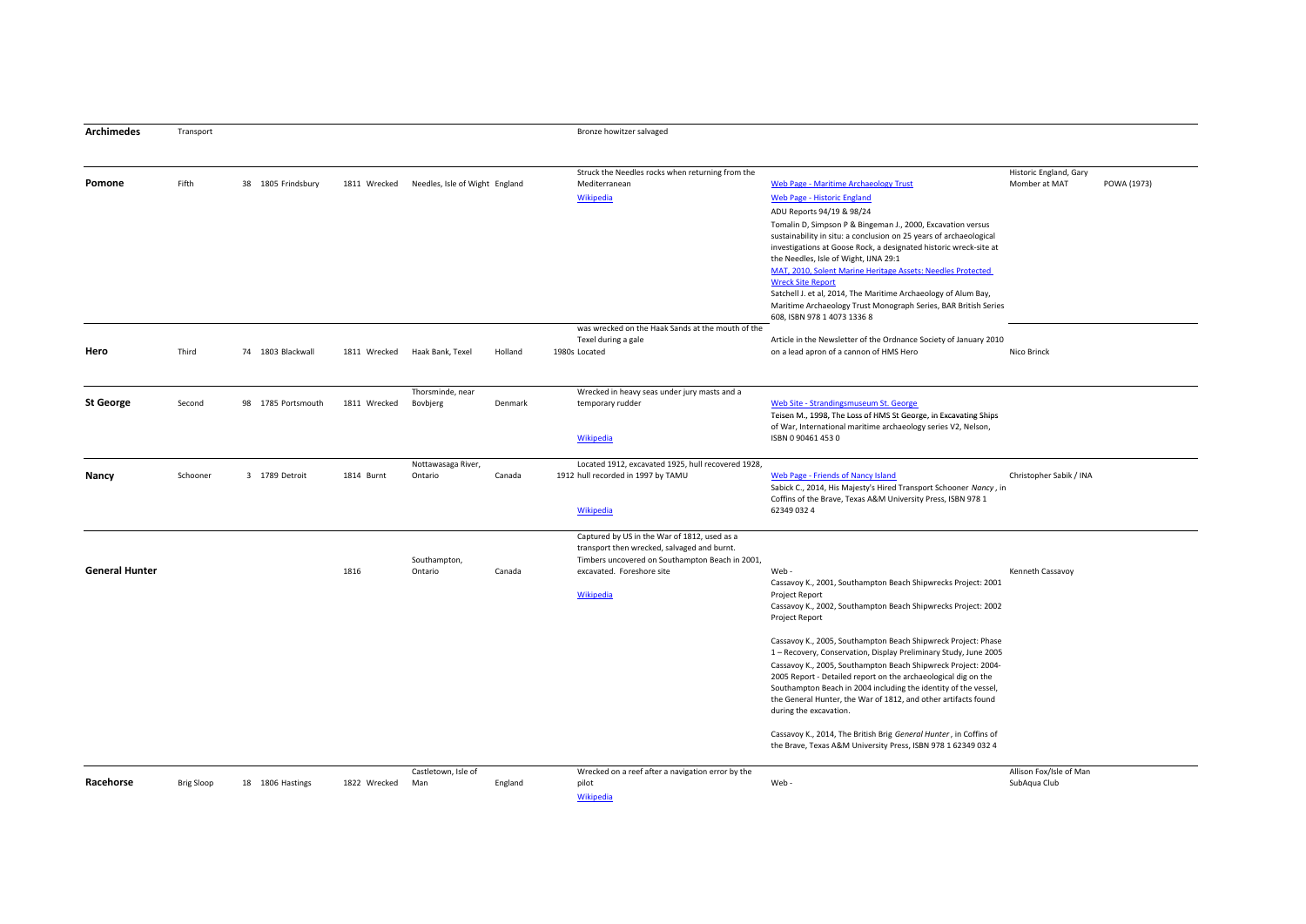| | | | | | | | | | | | | |
|---|---|---|---|---|---|---|---|---|---|---|---|---|
| **Archimedes** | Transport | | | | | | | | Bronze howitzer salvaged | | | |
| **Pomone** | Fifth | 38 | 1805 | Frindsbury | 1811 | Wrecked | Needles, Isle of Wight | England | Struck the Needles rocks when returning from the Mediterranean<br>Wikipedia | Web Page - Maritime Archaeology Trust<br>Web Page - Historic England<br>ADU Reports 94/19 & 98/24<br>Tomalin D, Simpson P & Bingeman J., 2000, Excavation versus sustainability in situ: a conclusion on 25 years of archaeological investigations at Goose Rock, a designated historic wreck-site at the Needles, Isle of Wight, IJNA 29:1<br>MAT, 2010, Solent Marine Heritage Assets: Needles Protected Wreck Site Report<br>Satchell J. et al, 2014, The Maritime Archaeology of Alum Bay, Maritime Archaeology Trust Monograph Series, BAR British Series 608, ISBN 978 1 4073 1336 8 | Historic England, Gary Momber at MAT | POWA (1973) |
| **Hero** | Third | 74 | 1803 | Blackwall | 1811 | Wrecked | Haak Bank, Texel | Holland | was wrecked on the Haak Sands at the mouth of the Texel during a gale<br>1980s Located | Article in the Newsletter of the Ordnance Society of January 2010 on a lead apron of a cannon of HMS Hero | Nico Brinck | |
| **St George** | Second | 98 | 1785 | Portsmouth | 1811 | Wrecked | Thorsminde, near Bovbjerg | Denmark | Wrecked in heavy seas under jury masts and a temporary rudder<br>Wikipedia | Web Site - Strandingsmuseum St. George<br>Teisen M., 1998, The Loss of HMS St George, in Excavating Ships of War, International maritime archaeology series V2, Nelson, ISBN 0 90461 453 0 | | |
| **Nancy** | Schooner | 3 | 1789 | Detroit | 1814 | Burnt | Nottawasaga River, Ontario | Canada | Located 1912, excavated 1925, hull recovered 1928, 1912 hull recorded in 1997 by TAMU<br>Wikipedia | Web Page - Friends of Nancy Island<br>Sabick C., 2014, His Majesty's Hired Transport Schooner *Nancy*, in Coffins of the Brave, Texas A&M University Press, ISBN 978 1 62349 032 4 | Christopher Sabik / INA | |
| **General Hunter** | | | | | 1816 | | Southampton, Ontario | Canada | Captured by US in the War of 1812, used as a transport then wrecked, salvaged and burnt. Timbers uncovered on Southampton Beach in 2001, excavated. Foreshore site<br>Wikipedia | Web -<br>Cassavoy K., 2001, Southampton Beach Shipwrecks Project: 2001 Project Report<br>Cassavoy K., 2002, Southampton Beach Shipwrecks Project: 2002 Project Report<br>Cassavoy K., 2005, Southampton Beach Shipwreck Project: Phase 1 – Recovery, Conservation, Display Preliminary Study, June 2005<br>Cassavoy K., 2005, Southampton Beach Shipwreck Project: 2004-2005 Report - Detailed report on the archaeological dig on the Southampton Beach in 2004 including the identity of the vessel, the General Hunter, the War of 1812, and other artifacts found during the excavation.<br>Cassavoy K., 2014, The British Brig *General Hunter*, in Coffins of the Brave, Texas A&M University Press, ISBN 978 1 62349 032 4 | Kenneth Cassavoy | |
| **Racehorse** | Brig Sloop | 18 | 1806 | Hastings | 1822 | Wrecked | Castletown, Isle of Man | England | Wrecked on a reef after a navigation error by the pilot<br>Wikipedia | Web - | Allison Fox/Isle of Man SubAqua Club | |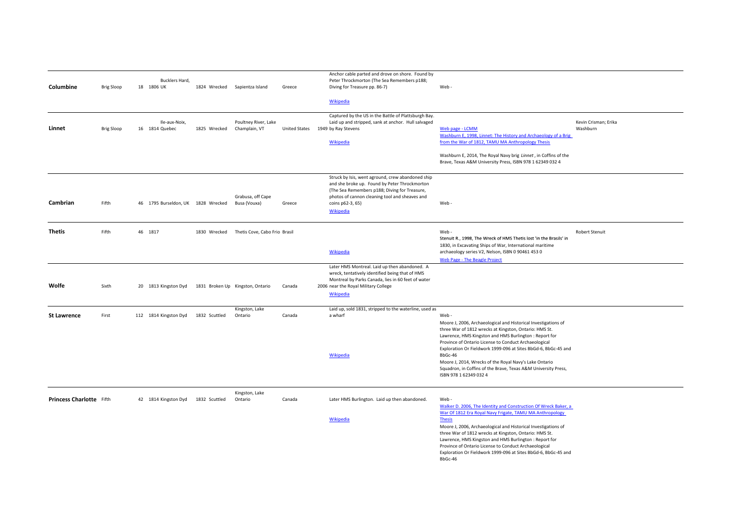| | | | | | | | | | | |
|---|---|---|---|---|---|---|---|---|---|---|
| **Columbine** | Brig Sloop | 18 | Bucklers Hard, 1806 UK | 1824 | Wrecked | Sapientza Island | Greece | Anchor cable parted and drove on shore. Found by Peter Throckmorton (The Sea Remembers p188; Diving for Treasure pp. 86-7)<br>Wikipedia | Web - | |
| **Linnet** | Brig Sloop | 16 | Ile-aux-Noix, 1814 Quebec | 1825 | Wrecked | Poultney River, Lake Champlain, VT | United States | Captured by the US in the Battle of Plattsburgh Bay. Laid up and stripped, sank at anchor. Hull salvaged 1949 by Ray Stevens<br>Wikipedia | Web page - LCMM<br>Washburn E, 1998, Linnet: The History and Archaeology of a Brig from the War of 1812, TAMU MA Anthropology Thesis<br>Washburn E, 2014, The Royal Navy brig *Linnet*, in Coffins of the Brave, Texas A&M University Press, ISBN 978 1 62349 032 4 | Kevin Crisman; Erika Washburn |
| **Cambrian** | Fifth | 46 | 1795 Burseldon, UK | 1828 | Wrecked | Grabusa, off Cape Busa (Vouxa) | Greece | Struck by Isis, went aground, crew abandoned ship and she broke up. Found by Peter Throckmorton (The Sea Remembers p188; Diving for Treasure, photos of cannon cleaning tool and sheaves and coins p62-3, 65)<br>Wikipedia | Web - | |
| **Thetis** | Fifth | 46 | 1817 | 1830 | Wrecked | Thetis Cove, Cabo Frio | Brasil | Wikipedia | Web -<br>Stenuit R., 1998, The Wreck of HMS Thetis lost 'in the Brasils' in 1830, in Excavating Ships of War, International maritime archaeology series V2, Nelson, ISBN 0 90461 453 0<br>Web Page - The Beagle Project | Robert Stenuit |
| **Wolfe** | Sixth | 20 | 1813 Kingston Dyd | 1831 | Broken Up | Kingston, Ontario | Canada | Later HMS Montreal. Laid up then abandoned. A wreck, tentatively identified being that of HMS Montreal by Parks Canada, lies in 60 feet of water 2006 near the Royal Military College<br>Wikipedia | | |
| **St Lawrence** | First | 112 | 1814 Kingston Dyd | 1832 | Scuttled | Kingston, Lake Ontario | Canada | Laid up, sold 1831, stripped to the waterline, used as a wharf<br>Wikipedia | Web -<br>Moore J, 2006, Archaeological and Historical Investigations of three War of 1812 wrecks at Kingston, Ontario: HMS St. Lawrence, HMS Kingston and HMS Burlington : Report for Province of Ontario License to Conduct Archaeological Exploration Or Fieldwork 1999-096 at Sites BbGd-6, BbGc-45 and BbGc-46<br>Moore J, 2014, Wrecks of the Royal Navy's Lake Ontario Squadron, in Coffins of the Brave, Texas A&M University Press, ISBN 978 1 62349 032 4 | |
| **Princess Charlotte** | Fifth | 42 | 1814 Kingston Dyd | 1832 | Scuttled | Kingston, Lake Ontario | Canada | Later HMS Burlington. Laid up then abandoned.<br>Wikipedia | Web -<br>Walker D. 2006, The Identity and Construction Of Wreck Baker, a War Of 1812 Era Royal Navy Frigate, TAMU MA Anthropology Thesis<br>Moore J, 2006, Archaeological and Historical Investigations of three War of 1812 wrecks at Kingston, Ontario: HMS St. Lawrence, HMS Kingston and HMS Burlington : Report for Province of Ontario License to Conduct Archaeological Exploration Or Fieldwork 1999-096 at Sites BbGd-6, BbGc-45 and BbGc-46 | |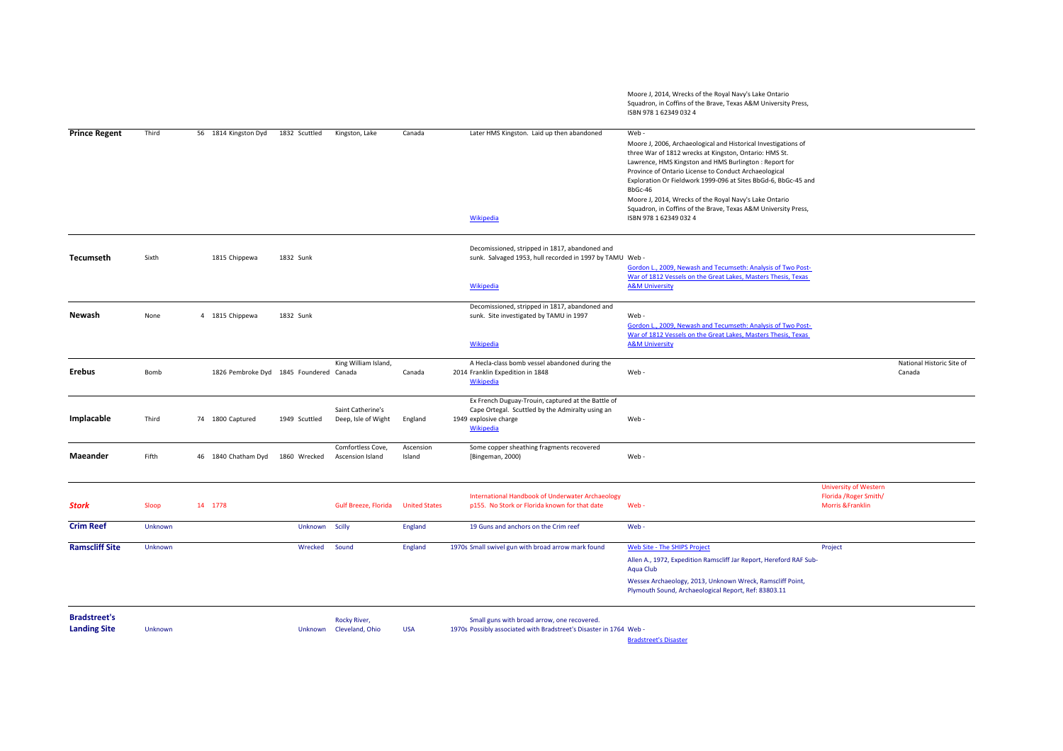| Name | Rate | Guns | Built | Lost | How lost | Location | Country | Found | Notes | References | Contact | Protection |
|---|---|---|---|---|---|---|---|---|---|---|---|---|
| | | | | | | | | | | Moore J, 2014, Wrecks of the Royal Navy's Lake Ontario Squadron, in Coffins of the Brave, Texas A&M University Press, ISBN 978 1 62349 032 4 | | |
| **Prince Regent** | Third | 56 | 1814 Kingston Dyd | 1832 | Scuttled | Kingston, Lake | Canada | | Later HMS Kingston. Laid up then abandoned<br>Wikipedia | Web -<br>Moore J, 2006, Archaeological and Historical Investigations of three War of 1812 wrecks at Kingston, Ontario: HMS St. Lawrence, HMS Kingston and HMS Burlington : Report for Province of Ontario License to Conduct Archaeological Exploration Or Fieldwork 1999-096 at Sites BbGd-6, BbGc-45 and BbGc-46<br>Moore J, 2014, Wrecks of the Royal Navy's Lake Ontario Squadron, in Coffins of the Brave, Texas A&M University Press, ISBN 978 1 62349 032 4 | | |
| **Tecumseth** | Sixth | | 1815 Chippewa | 1832 | Sunk | | | | Decomissioned, stripped in 1817, abandoned and sunk. Salvaged 1953, hull recorded in 1997 by TAMU<br>Wikipedia | Web -<br>Gordon L., 2009, Newash and Tecumseth: Analysis of Two Post-War of 1812 Vessels on the Great Lakes, Masters Thesis, Texas A&M University | | |
| **Newash** | None | 4 | 1815 Chippewa | 1832 | Sunk | | | | Decomissioned, stripped in 1817, abandoned and sunk. Site investigated by TAMU in 1997<br>Wikipedia | Web -<br>Gordon L., 2009, Newash and Tecumseth: Analysis of Two Post-War of 1812 Vessels on the Great Lakes, Masters Thesis, Texas A&M University | | |
| **Erebus** | Bomb | | 1826 Pembroke Dyd | 1845 | Foundered | King William Island, Canada | Canada | 2014 | A Hecla-class bomb vessel abandoned during the Franklin Expedition in 1848<br>Wikipedia | Web - | | National Historic Site of Canada |
| **Implacable** | Third | 74 | 1800 Captured | 1949 | Scuttled | Saint Catherine's Deep, Isle of Wight | England | 1949 | Ex French Duguay-Trouin, captured at the Battle of Cape Ortegal. Scuttled by the Admiralty using an explosive charge<br>Wikipedia | Web - | | |
| **Maeander** | Fifth | 46 | 1840 Chatham Dyd | 1860 | Wrecked | Comfortless Cove, Ascension Island | Ascension Island | | Some copper sheathing fragments recovered [Bingeman, 2000) | Web - | | |
| ***Stork*** | Sloop | 14 | 1778 | | | Gulf Breeze, Florida | United States | | International Handbook of Underwater Archaeology p155. No Stork or Florida known for that date | Web - | University of Western Florida /Roger Smith/ Morris &Franklin | |
| **Crim Reef** | Unknown | | | | Unknown | Scilly | England | | 19 Guns and anchors on the Crim reef | Web - | | |
| **Ramscliff Site** | Unknown | | | | Wrecked | Sound | England | 1970s | Small swivel gun with broad arrow mark found | Web Site - The SHIPS Project<br>Allen A., 1972, Expedition Ramscliff Jar Report, Hereford RAF Sub-Aqua Club<br>Wessex Archaeology, 2013, Unknown Wreck, Ramscliff Point, Plymouth Sound, Archaeological Report, Ref: 83803.11 | Project | |
| **Bradstreet's Landing Site** | Unknown | | | | Unknown | Rocky River, Cleveland, Ohio | USA | 1970s | Small guns with broad arrow, one recovered. Possibly associated with Bradstreet's Disaster in 1764 | Web -<br>Bradstreet's Disaster | | |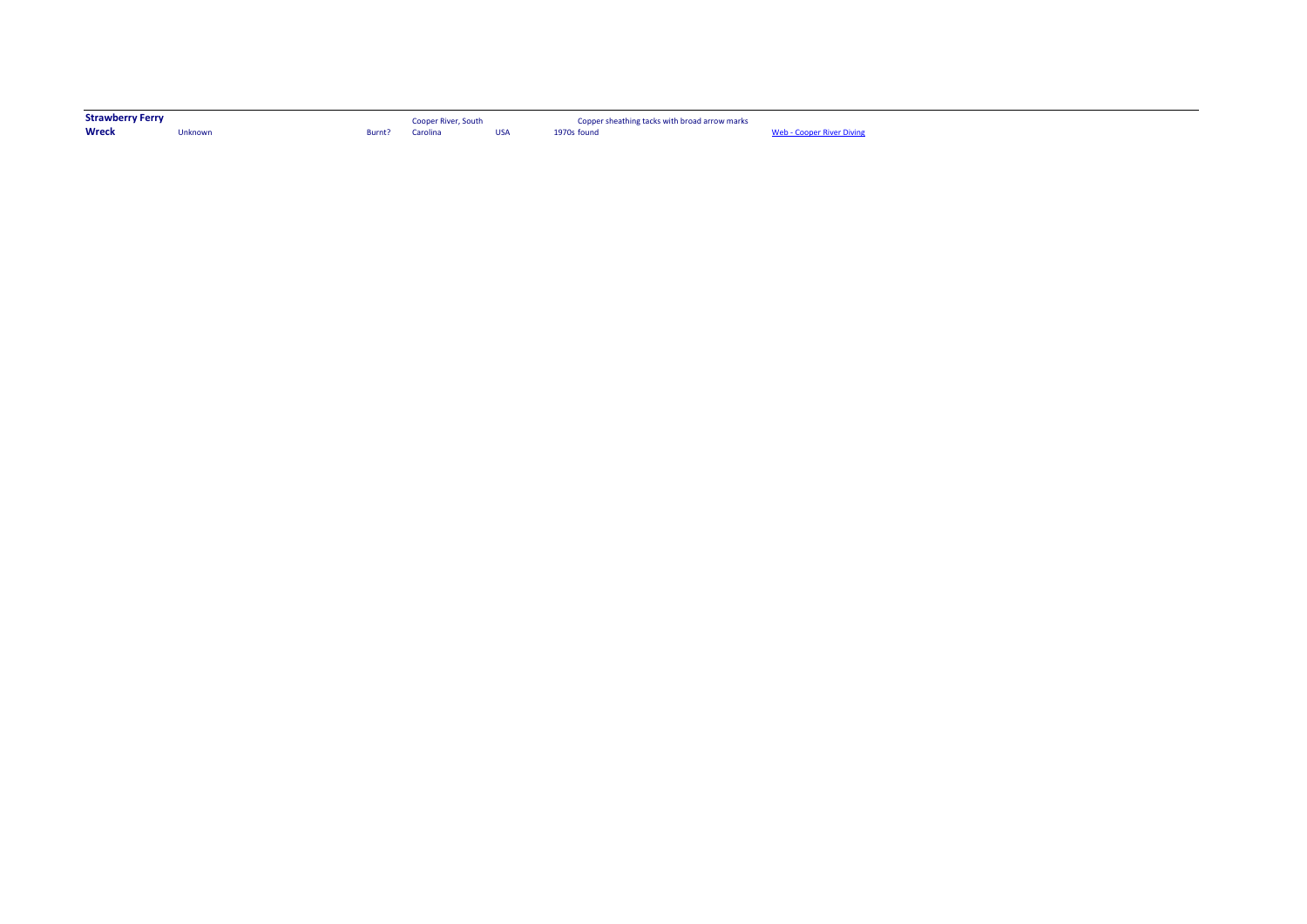| | | | | | | | |
|---|---|---|---|---|---|---|---|
| **Strawberry Ferry Wreck** | Unknown | Burnt? | Cooper River, South Carolina | USA | 1970s found | Copper sheathing tacks with broad arrow marks | Web - Cooper River Diving |